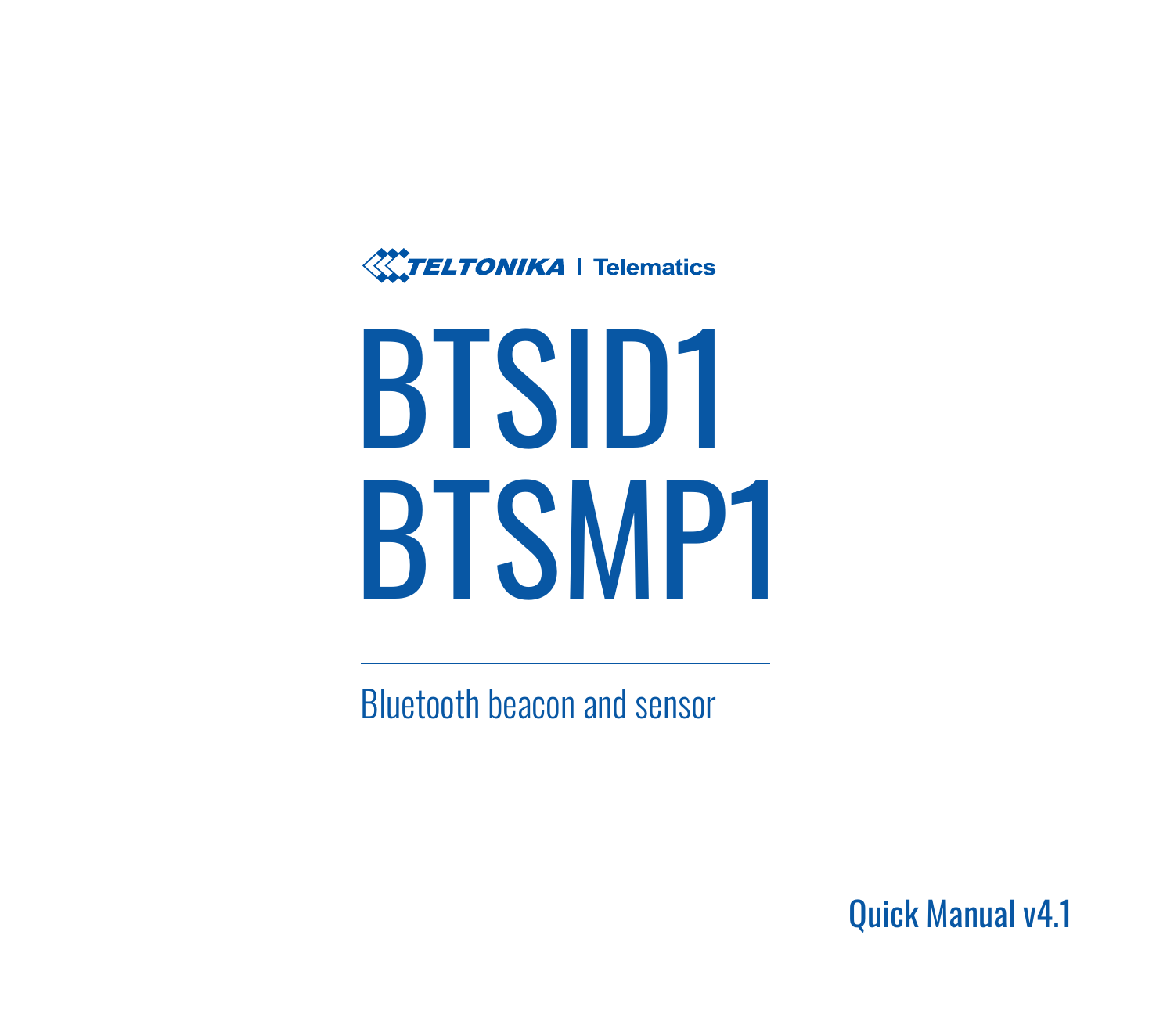TELTONIKA | Telematics

# BTSID1
# BTSMP1

Bluetooth beacon and sensor

Quick Manual v4.1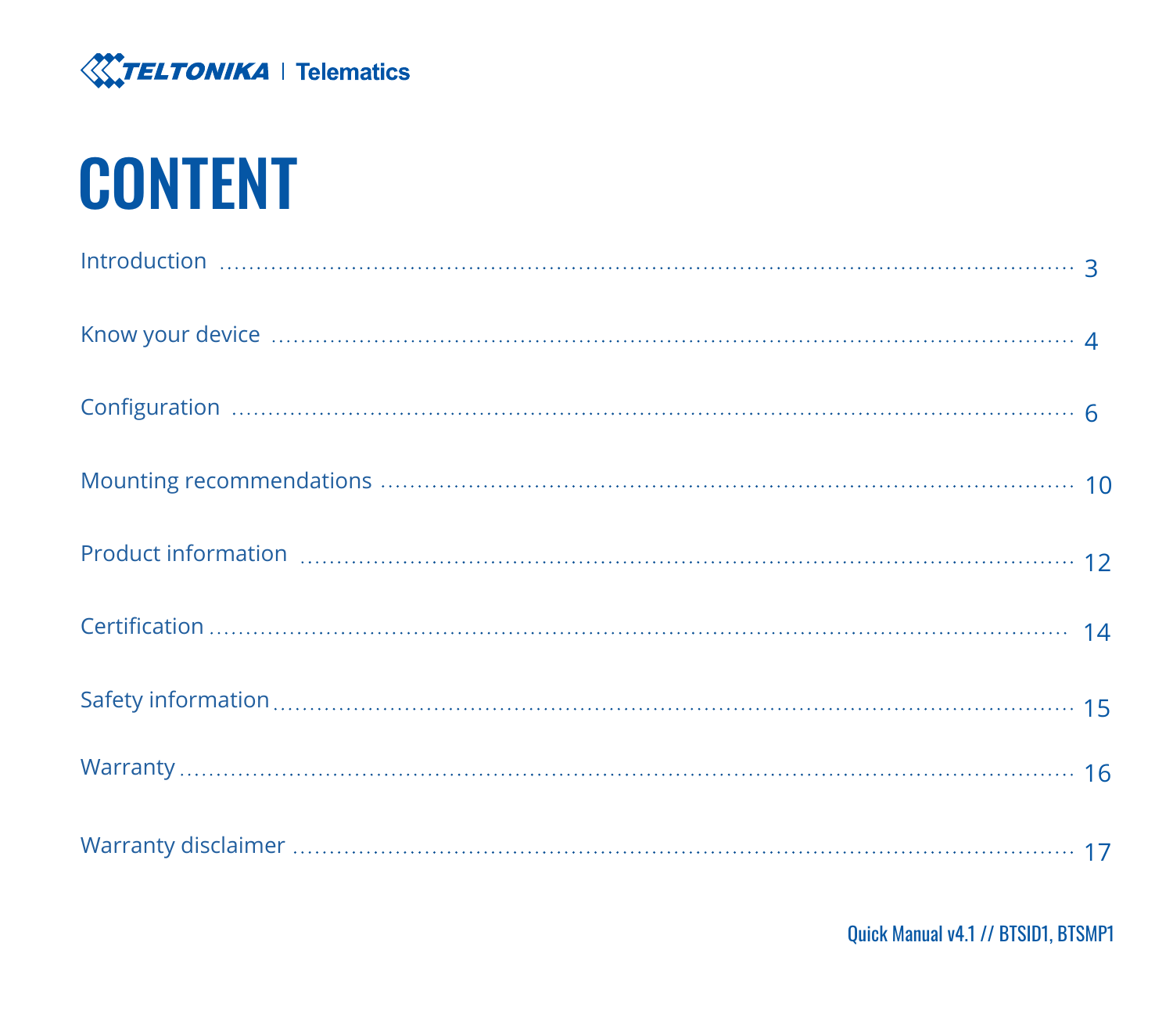# CONTENT

| | |
|---|---|
| Introduction | 3 |
| Know your device | 4 |
| Configuration | 6 |
| Mounting recommendations | 10 |
| Product information | 12 |
| Certification | 14 |
| Safety information | 15 |
| Warranty | 16 |
| Warranty disclaimer | 17 |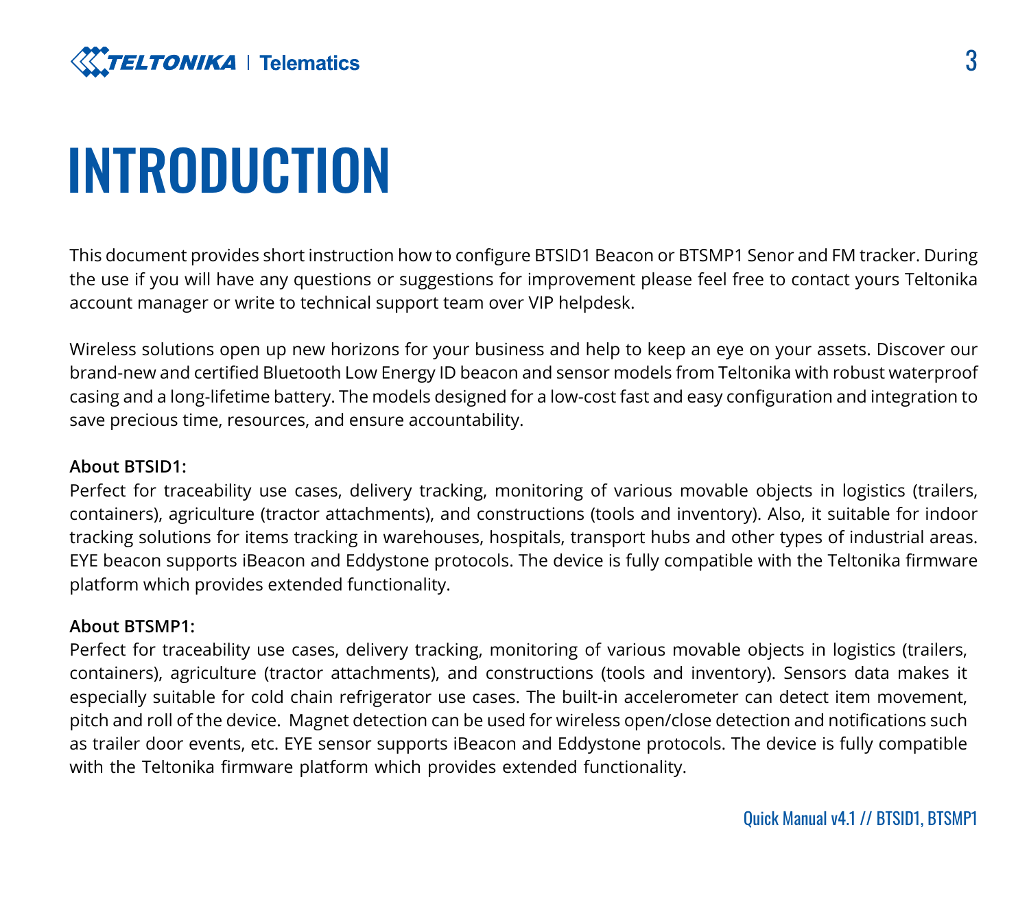# INTRODUCTION

This document provides short instruction how to configure BTSID1 Beacon or BTSMP1 Senor and FM tracker. During the use if you will have any questions or suggestions for improvement please feel free to contact yours Teltonika account manager or write to technical support team over VIP helpdesk.

Wireless solutions open up new horizons for your business and help to keep an eye on your assets. Discover our brand-new and certified Bluetooth Low Energy ID beacon and sensor models from Teltonika with robust waterproof casing and a long-lifetime battery. The models designed for a low-cost fast and easy configuration and integration to save precious time, resources, and ensure accountability.

**About BTSID1:**
Perfect for traceability use cases, delivery tracking, monitoring of various movable objects in logistics (trailers, containers), agriculture (tractor attachments), and constructions (tools and inventory). Also, it suitable for indoor tracking solutions for items tracking in warehouses, hospitals, transport hubs and other types of industrial areas. EYE beacon supports iBeacon and Eddystone protocols. The device is fully compatible with the Teltonika firmware platform which provides extended functionality.

**About BTSMP1:**
Perfect for traceability use cases, delivery tracking, monitoring of various movable objects in logistics (trailers, containers), agriculture (tractor attachments), and constructions (tools and inventory). Sensors data makes it especially suitable for cold chain refrigerator use cases. The built-in accelerometer can detect item movement, pitch and roll of the device. Magnet detection can be used for wireless open/close detection and notifications such as trailer door events, etc. EYE sensor supports iBeacon and Eddystone protocols. The device is fully compatible with the Teltonika firmware platform which provides extended functionality.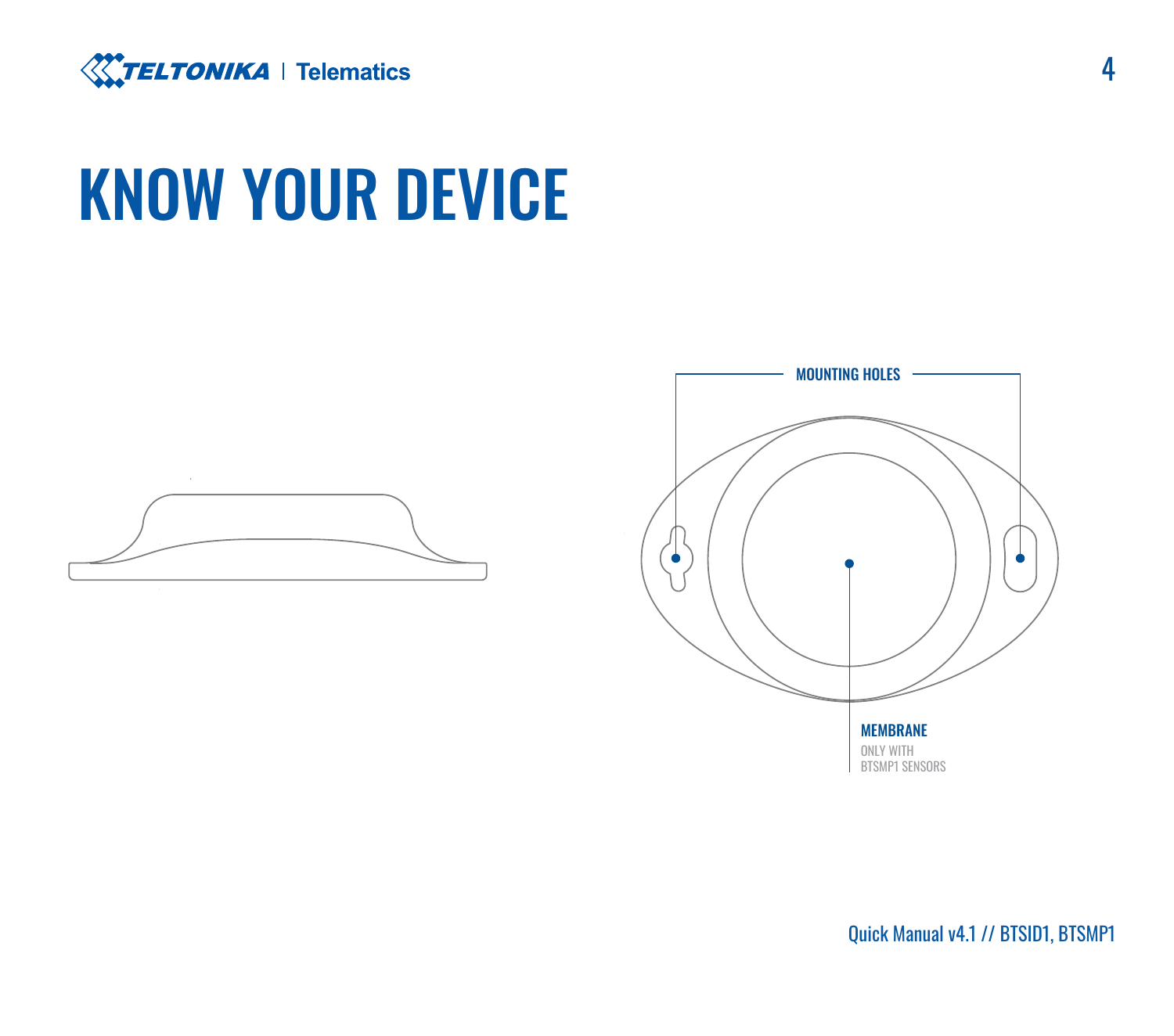# KNOW YOUR DEVICE

MOUNTING HOLES

MEMBRANE
ONLY WITH
BTSMP1 SENSORS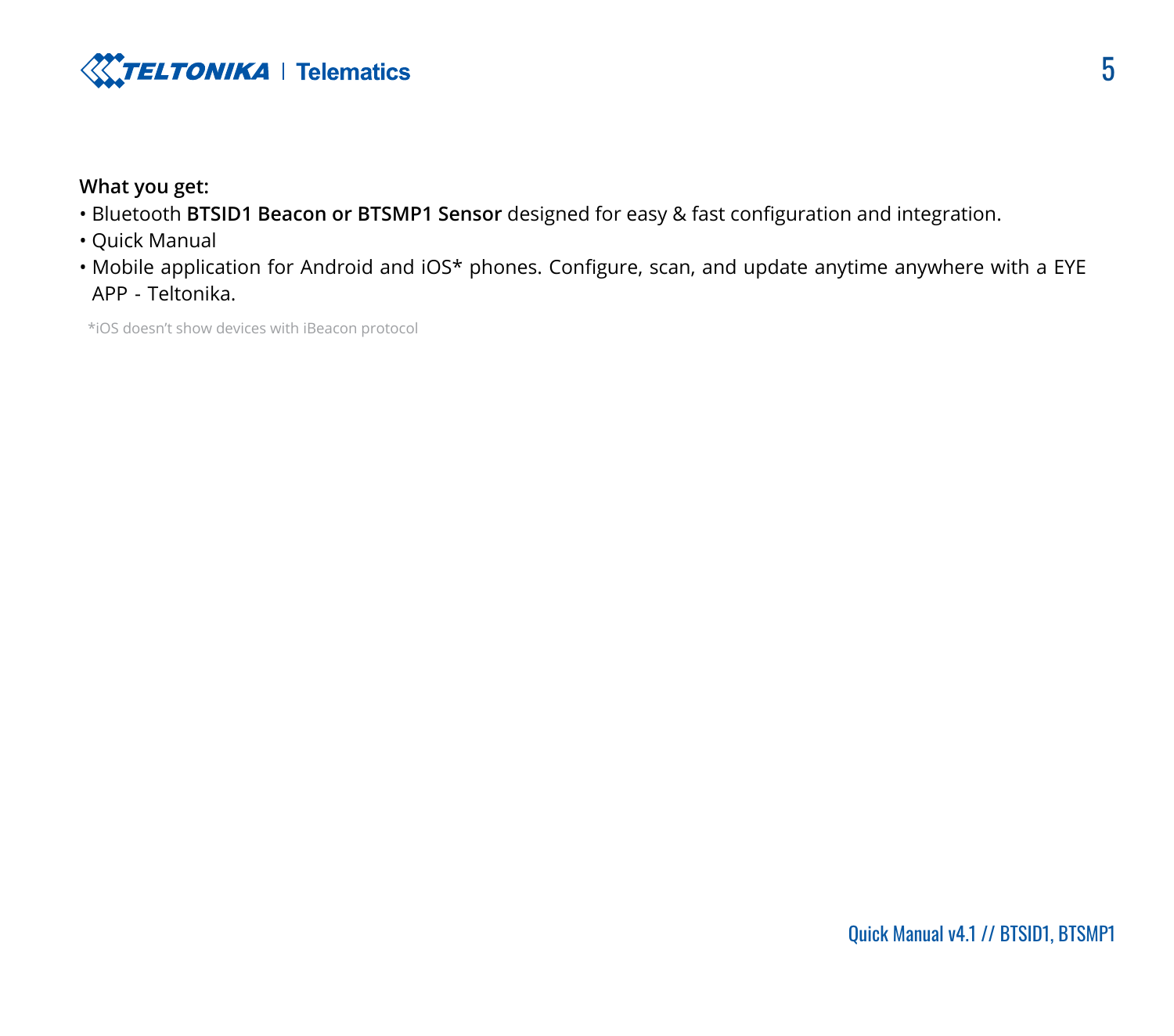**What you get:**

- Bluetooth **BTSID1 Beacon or BTSMP1 Sensor** designed for easy & fast configuration and integration.
- Quick Manual
- Mobile application for Android and iOS* phones. Configure, scan, and update anytime anywhere with a EYE APP - Teltonika.

*iOS doesn't show devices with iBeacon protocol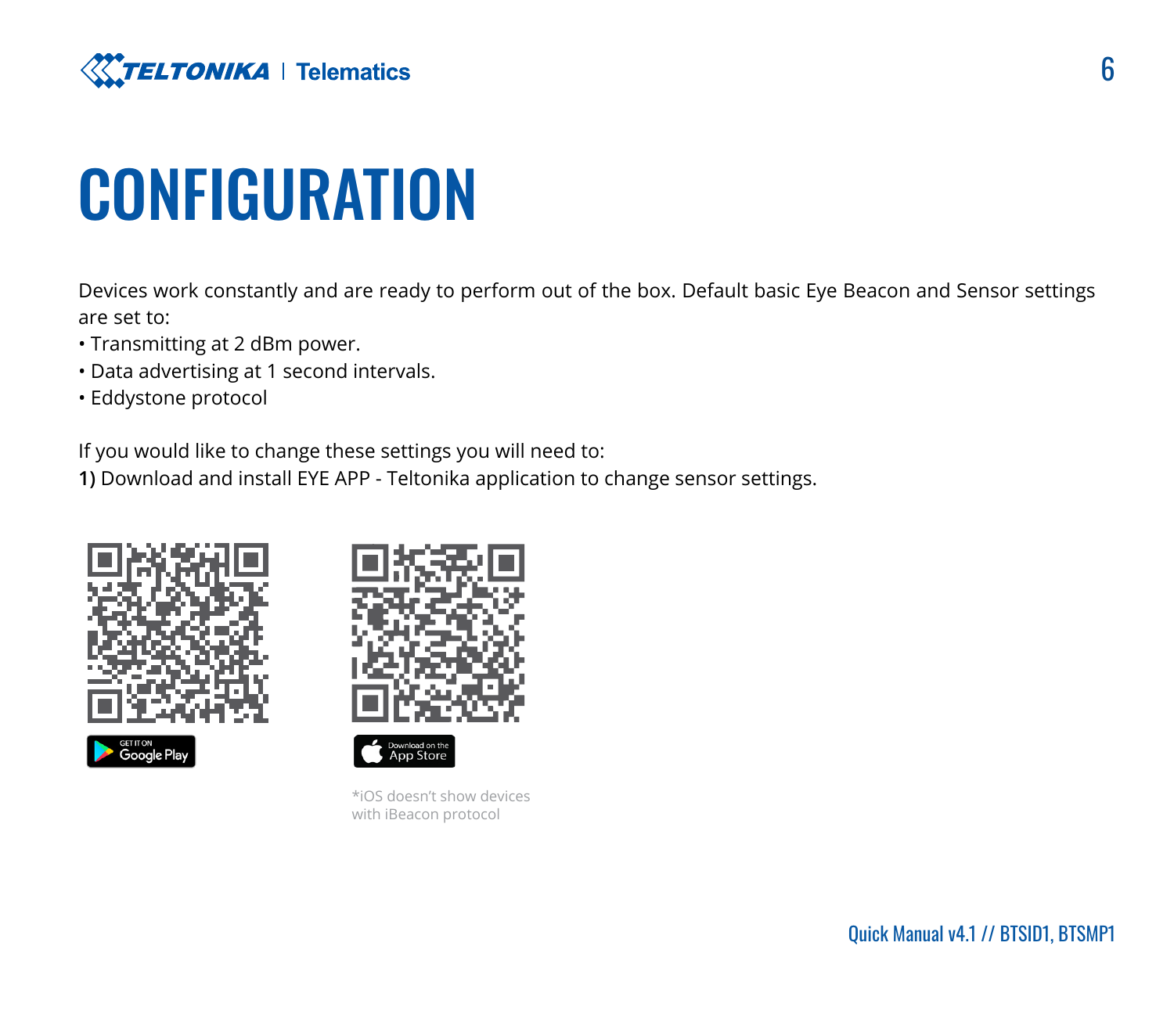# CONFIGURATION

Devices work constantly and are ready to perform out of the box. Default basic Eye Beacon and Sensor settings are set to:

- Transmitting at 2 dBm power.
- Data advertising at 1 second intervals.
- Eddystone protocol

If you would like to change these settings you will need to:

**1)** Download and install EYE APP - Teltonika application to change sensor settings.

GET IT ON Google Play

Download on the App Store

*iOS doesn't show devices with iBeacon protocol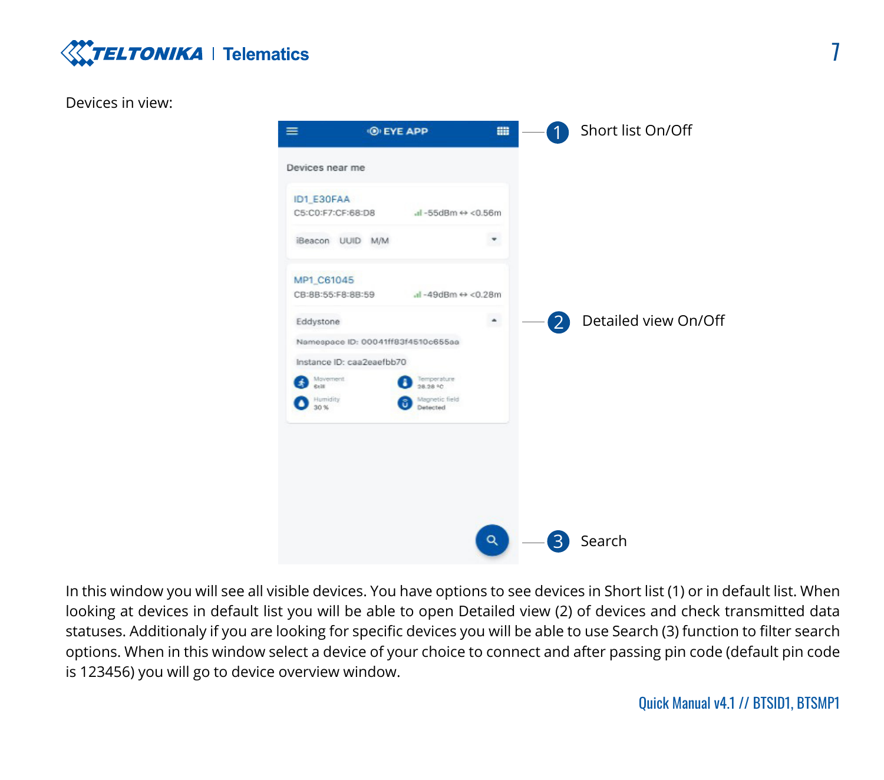Devices in view:

1 Short list On/Off

2 Detailed view On/Off

3 Search

In this window you will see all visible devices. You have options to see devices in Short list (1) or in default list. When looking at devices in default list you will be able to open Detailed view (2) of devices and check transmitted data statuses. Additionaly if you are looking for specific devices you will be able to use Search (3) function to filter search options. When in this window select a device of your choice to connect and after passing pin code (default pin code is 123456) you will go to device overview window.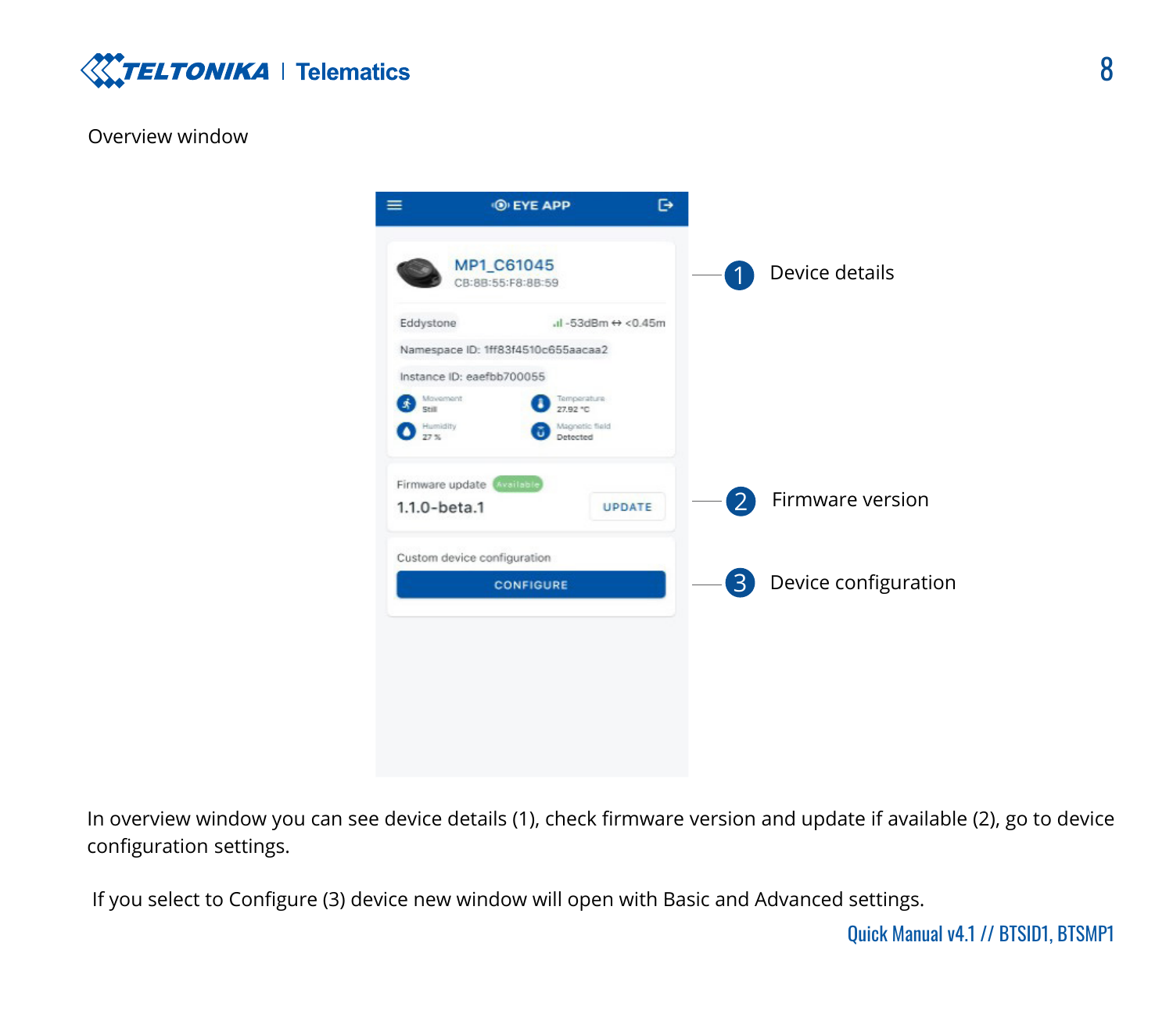Overview window

1 Device details

2 Firmware version

3 Device configuration

In overview window you can see device details (1), check firmware version and update if available (2), go to device configuration settings.

If you select to Configure (3) device new window will open with Basic and Advanced settings.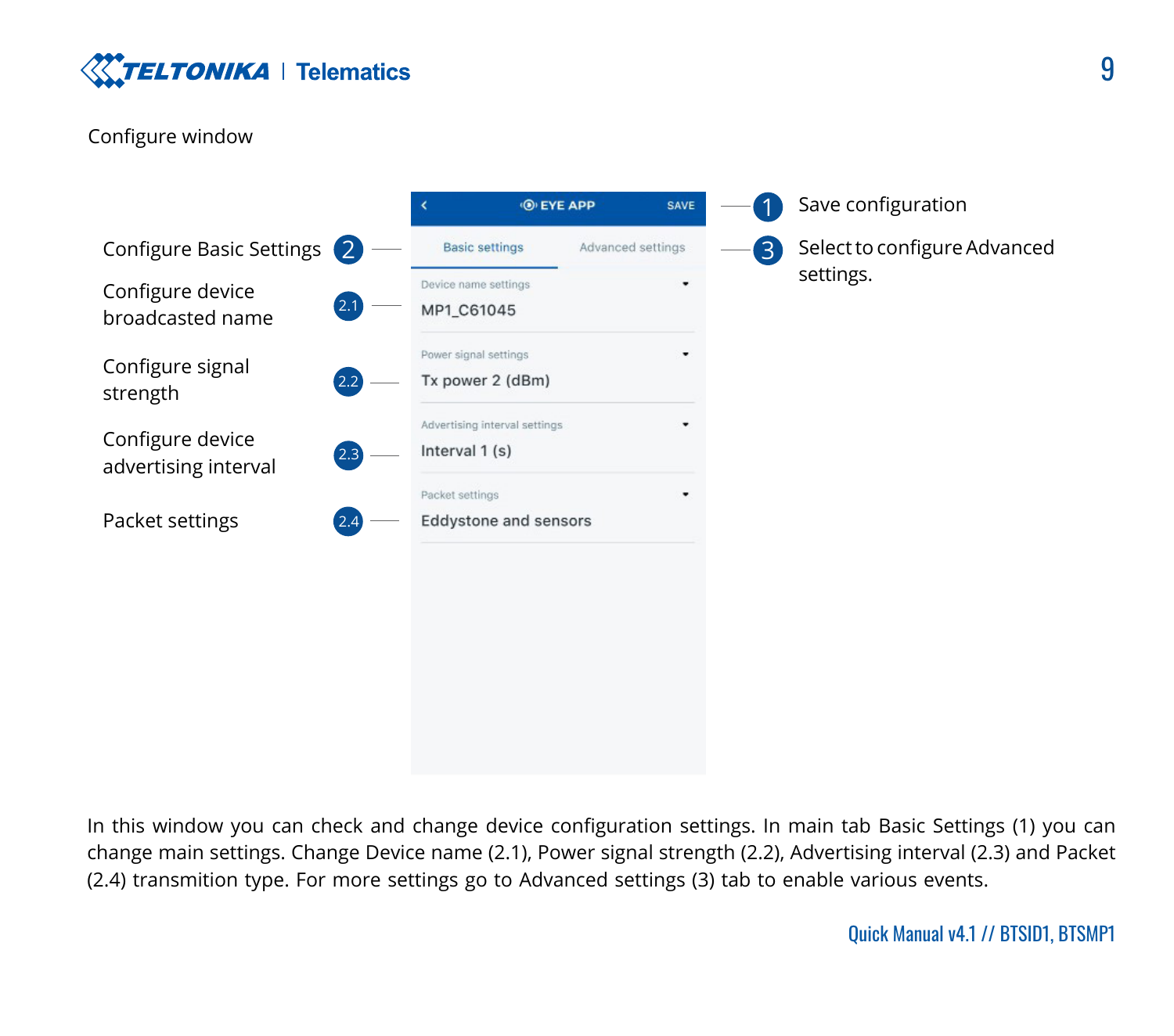Configure window

| Callout | Description |
| --- | --- |
| 1 | Save configuration |
| 2 | Configure Basic Settings |
| 2.1 | Configure device broadcasted name |
| 2.2 | Configure signal strength |
| 2.3 | Configure device advertising interval |
| 2.4 | Packet settings |
| 3 | Select to configure Advanced settings. |

EYE APP — SAVE

Basic settings | Advanced settings

Device name settings: MP1_C61045

Power signal settings: Tx power 2 (dBm)

Advertising interval settings: Interval 1 (s)

Packet settings: Eddystone and sensors

In this window you can check and change device configuration settings. In main tab Basic Settings (1) you can change main settings. Change Device name (2.1), Power signal strength (2.2), Advertising interval (2.3) and Packet (2.4) transmition type. For more settings go to Advanced settings (3) tab to enable various events.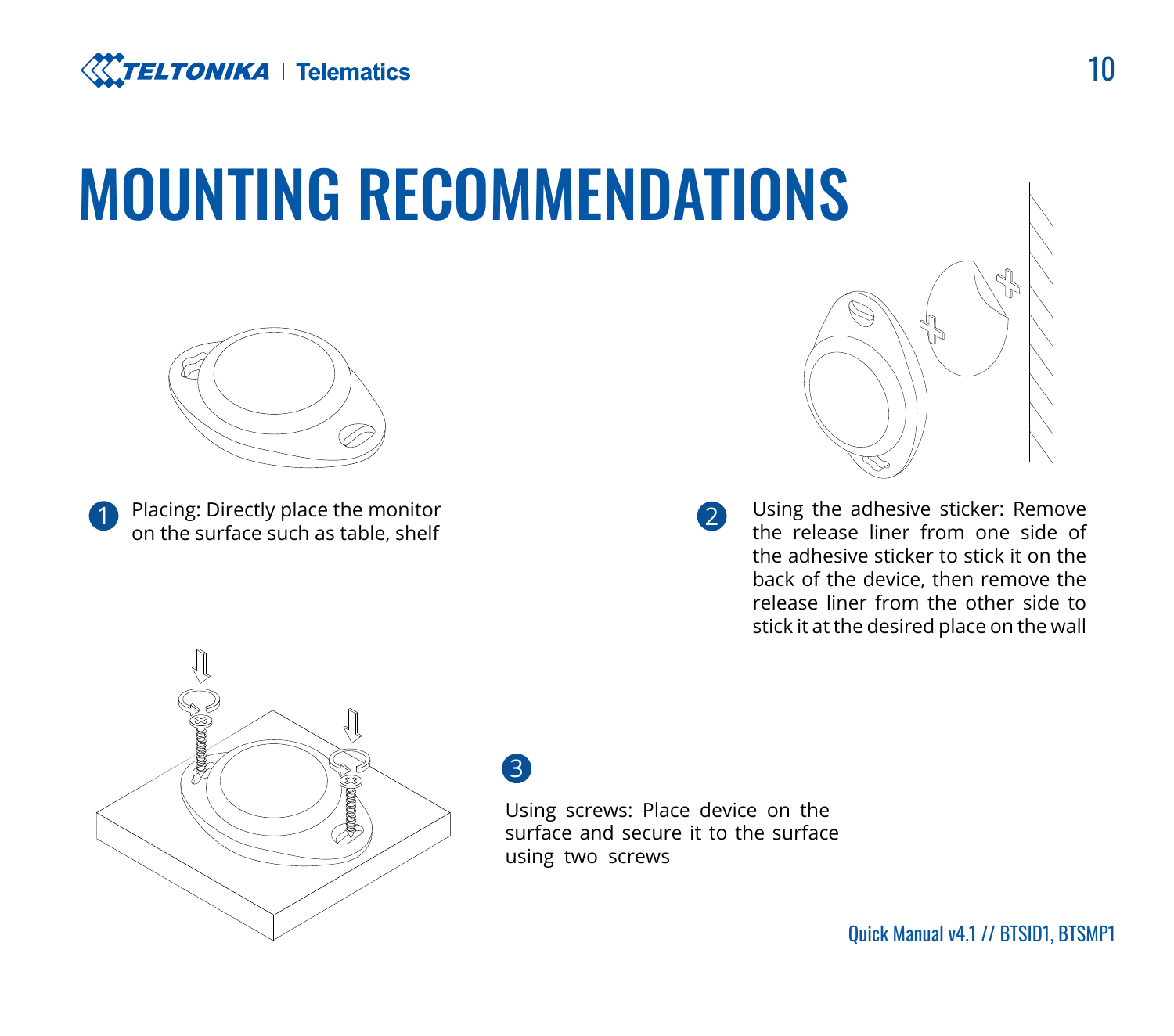# MOUNTING RECOMMENDATIONS

1. Placing: Directly place the monitor on the surface such as table, shelf

2. Using the adhesive sticker: Remove the release liner from one side of the adhesive sticker to stick it on the back of the device, then remove the release liner from the other side to stick it at the desired place on the wall

3. Using screws: Place device on the surface and secure it to the surface using two screws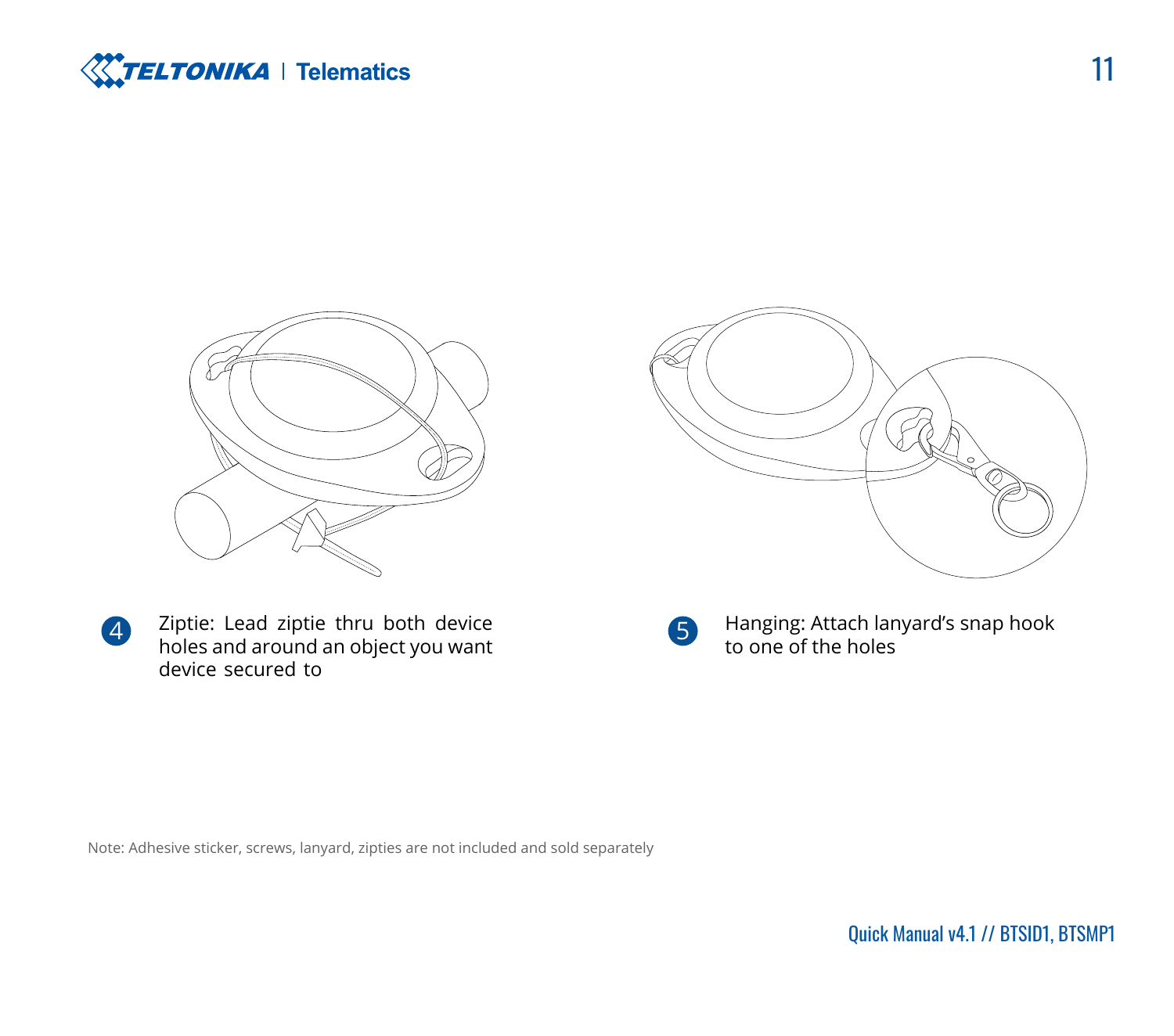4. Ziptie: Lead ziptie thru both device holes and around an object you want device secured to

5. Hanging: Attach lanyard's snap hook to one of the holes

Note: Adhesive sticker, screws, lanyard, zipties are not included and sold separately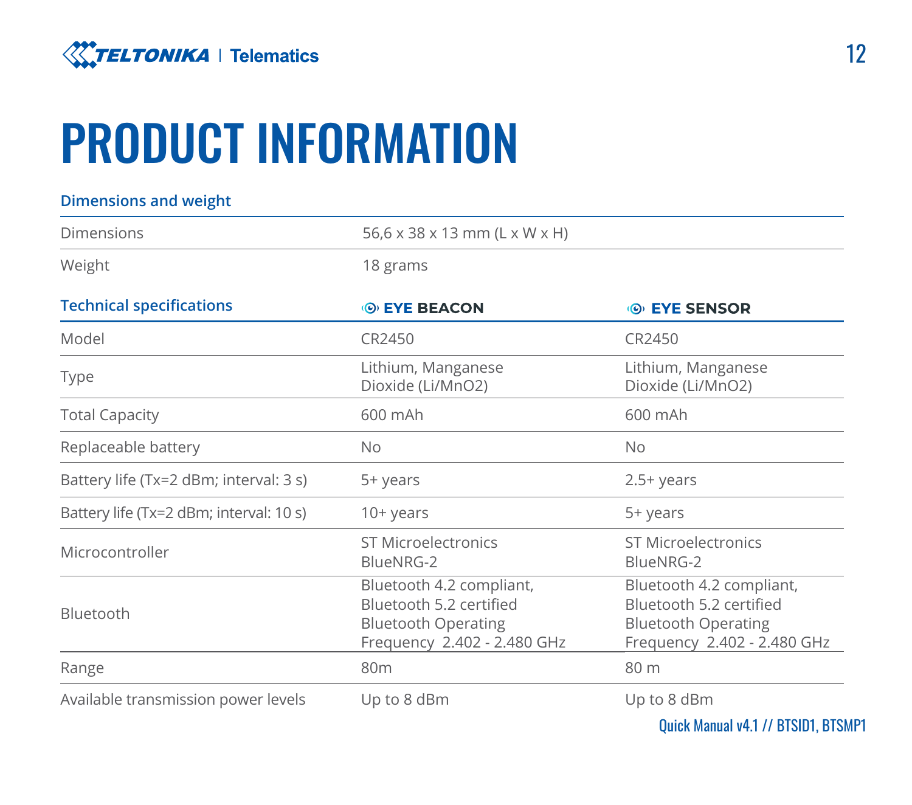# PRODUCT INFORMATION

| Dimensions and weight | |
|---|---|
| Dimensions | 56,6 x 38 x 13 mm (L x W x H) |
| Weight | 18 grams |

| Technical specifications | EYE BEACON | EYE SENSOR |
|---|---|---|
| Model | CR2450 | CR2450 |
| Type | Lithium, Manganese Dioxide (Li/MnO2) | Lithium, Manganese Dioxide (Li/MnO2) |
| Total Capacity | 600 mAh | 600 mAh |
| Replaceable battery | No | No |
| Battery life (Tx=2 dBm; interval: 3 s) | 5+ years | 2.5+ years |
| Battery life (Tx=2 dBm; interval: 10 s) | 10+ years | 5+ years |
| Microcontroller | ST Microelectronics BlueNRG-2 | ST Microelectronics BlueNRG-2 |
| Bluetooth | Bluetooth 4.2 compliant, Bluetooth 5.2 certified Bluetooth Operating Frequency 2.402 - 2.480 GHz | Bluetooth 4.2 compliant, Bluetooth 5.2 certified Bluetooth Operating Frequency 2.402 - 2.480 GHz |
| Range | 80m | 80 m |
| Available transmission power levels | Up to 8 dBm | Up to 8 dBm |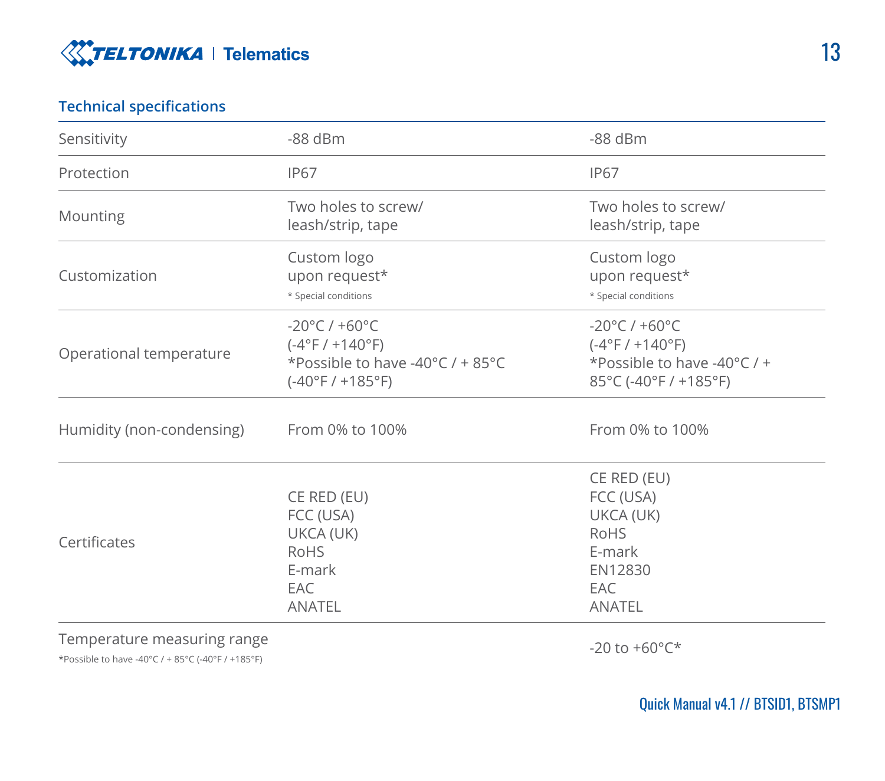### Technical specifications

| | | |
|---|---|---|
| Sensitivity | -88 dBm | -88 dBm |
| Protection | IP67 | IP67 |
| Mounting | Two holes to screw/ leash/strip, tape | Two holes to screw/ leash/strip, tape |
| Customization | Custom logo upon request*<br>* Special conditions | Custom logo upon request*<br>* Special conditions |
| Operational temperature | -20°C / +60°C (-4°F / +140°F)<br>*Possible to have -40°C / + 85°C (-40°F / +185°F) | -20°C / +60°C (-4°F / +140°F)<br>*Possible to have -40°C / + 85°C (-40°F / +185°F) |
| Humidity (non-condensing) | From 0% to 100% | From 0% to 100% |
| Certificates | CE RED (EU)<br>FCC (USA)<br>UKCA (UK)<br>RoHS<br>E-mark<br>EAC<br>ANATEL | CE RED (EU)<br>FCC (USA)<br>UKCA (UK)<br>RoHS<br>E-mark<br>EN12830<br>EAC<br>ANATEL |
| Temperature measuring range<br>*Possible to have -40°C / + 85°C (-40°F / +185°F) | | -20 to +60°C* |

Quick Manual v4.1 // BTSID1, BTSMP1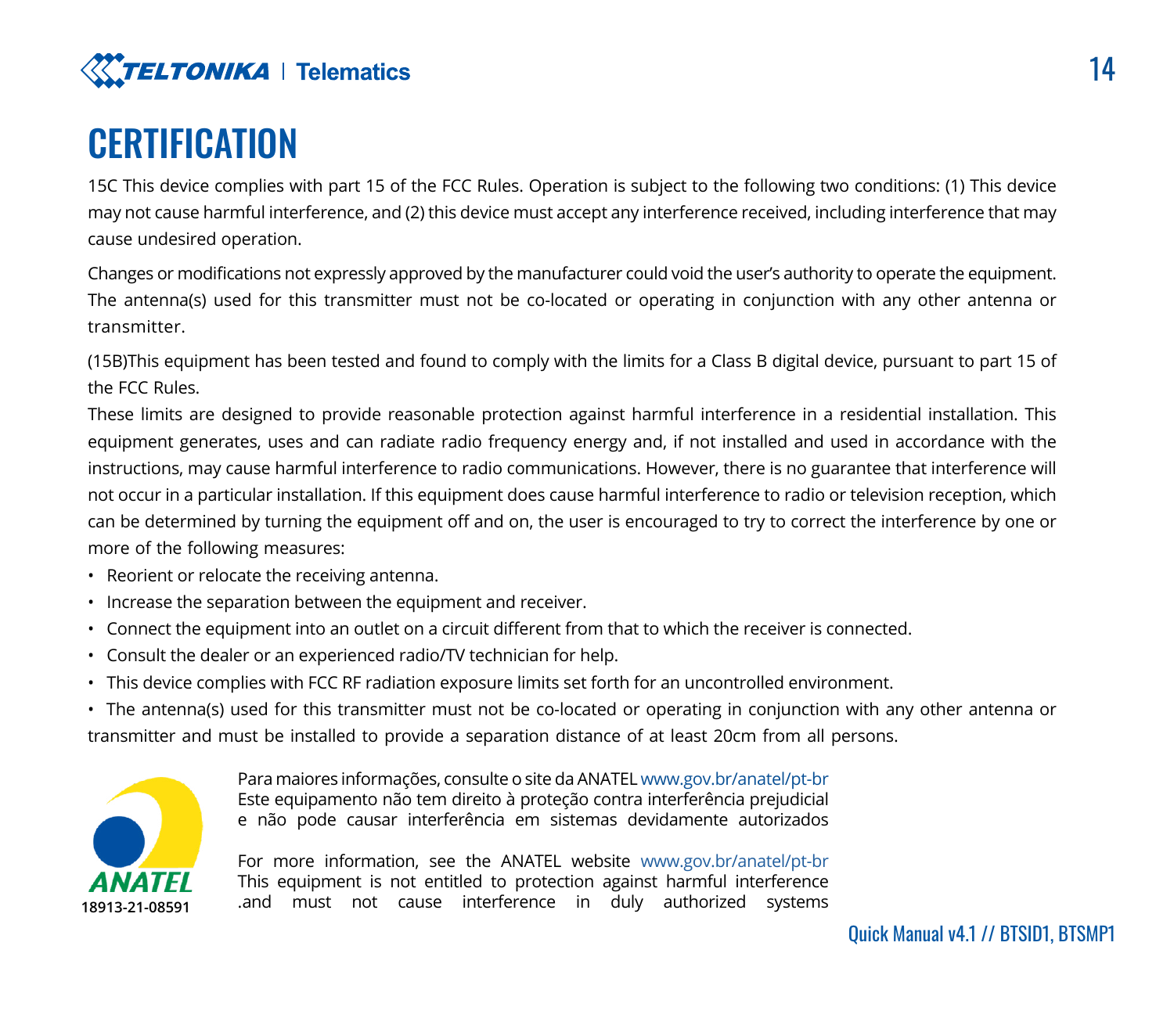# CERTIFICATION

15C This device complies with part 15 of the FCC Rules. Operation is subject to the following two conditions: (1) This device may not cause harmful interference, and (2) this device must accept any interference received, including interference that may cause undesired operation.

Changes or modifications not expressly approved by the manufacturer could void the user's authority to operate the equipment. The antenna(s) used for this transmitter must not be co-located or operating in conjunction with any other antenna or transmitter.

(15B)This equipment has been tested and found to comply with the limits for a Class B digital device, pursuant to part 15 of the FCC Rules.

These limits are designed to provide reasonable protection against harmful interference in a residential installation. This equipment generates, uses and can radiate radio frequency energy and, if not installed and used in accordance with the instructions, may cause harmful interference to radio communications. However, there is no guarantee that interference will not occur in a particular installation. If this equipment does cause harmful interference to radio or television reception, which can be determined by turning the equipment off and on, the user is encouraged to try to correct the interference by one or more of the following measures:

- Reorient or relocate the receiving antenna.
- Increase the separation between the equipment and receiver.
- Connect the equipment into an outlet on a circuit different from that to which the receiver is connected.
- Consult the dealer or an experienced radio/TV technician for help.
- This device complies with FCC RF radiation exposure limits set forth for an uncontrolled environment.
- The antenna(s) used for this transmitter must not be co-located or operating in conjunction with any other antenna or transmitter and must be installed to provide a separation distance of at least 20cm from all persons.

ANATEL

18913-21-08591

Para maiores informações, consulte o site da ANATEL www.gov.br/anatel/pt-br
Este equipamento não tem direito à proteção contra interferência prejudicial e não pode causar interferência em sistemas devidamente autorizados

For more information, see the ANATEL website www.gov.br/anatel/pt-br
This equipment is not entitled to protection against harmful interference .and must not cause interference in duly authorized systems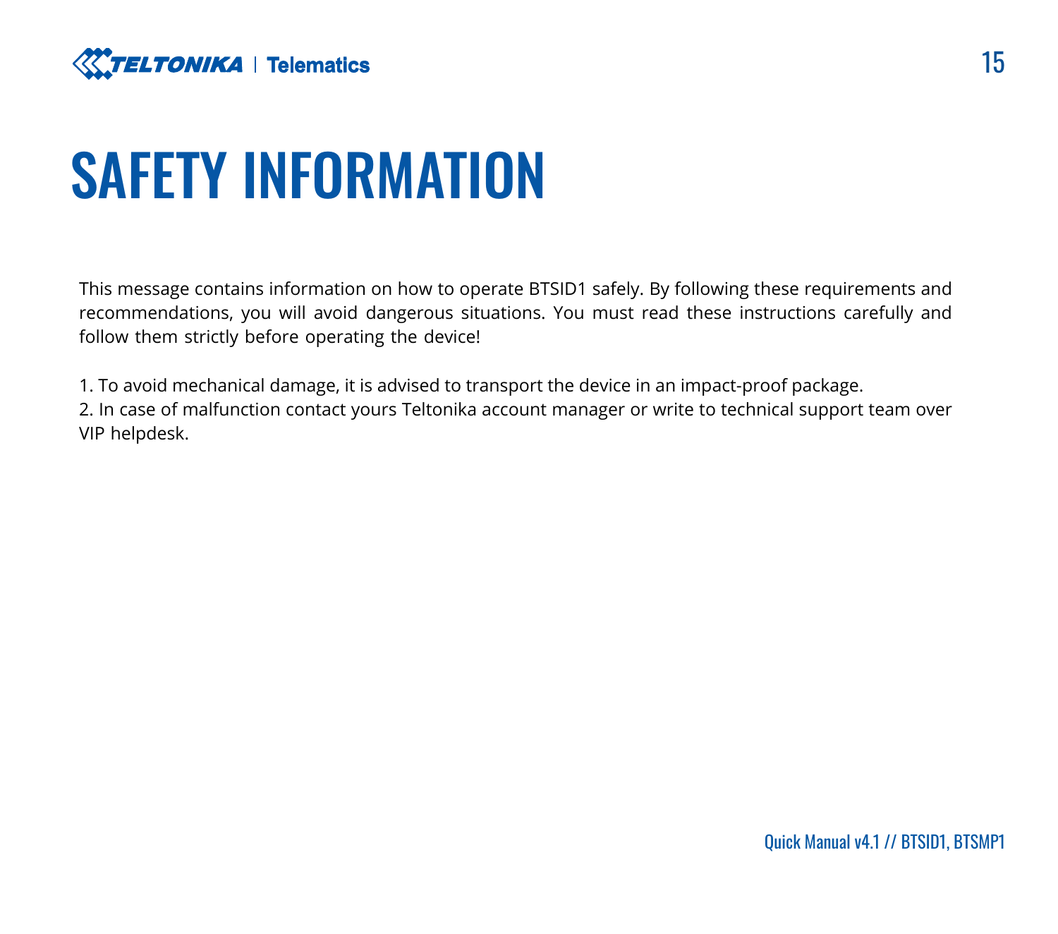# SAFETY INFORMATION

This message contains information on how to operate BTSID1 safely. By following these requirements and recommendations, you will avoid dangerous situations. You must read these instructions carefully and follow them strictly before operating the device!

1. To avoid mechanical damage, it is advised to transport the device in an impact-proof package.
2. In case of malfunction contact yours Teltonika account manager or write to technical support team over VIP helpdesk.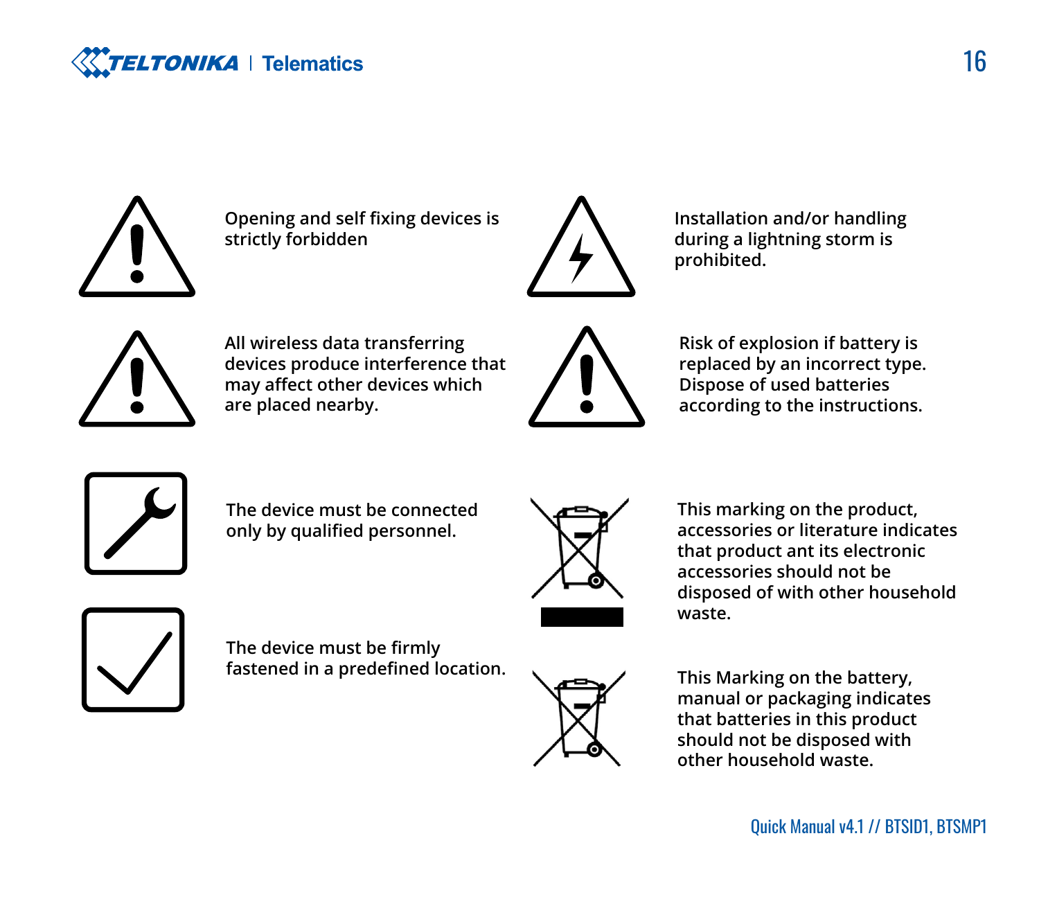Opening and self fixing devices is strictly forbidden

Installation and/or handling during a lightning storm is prohibited.

All wireless data transferring devices produce interference that may affect other devices which are placed nearby.

Risk of explosion if battery is replaced by an incorrect type. Dispose of used batteries according to the instructions.

The device must be connected only by qualified personnel.

This marking on the product, accessories or literature indicates that product ant its electronic accessories should not be disposed of with other household waste.

The device must be firmly fastened in a predefined location.

This Marking on the battery, manual or packaging indicates that batteries in this product should not be disposed with other household waste.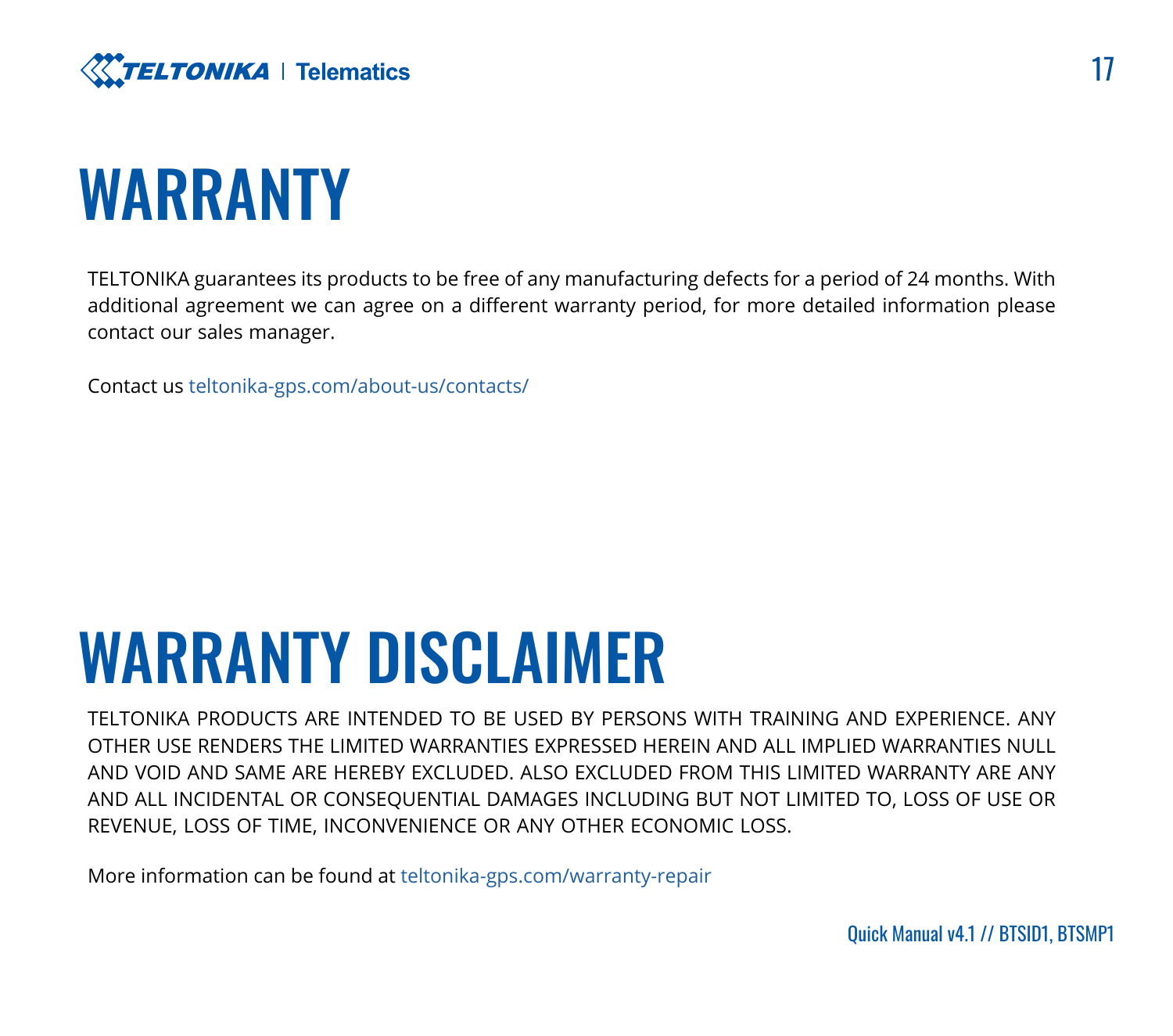# WARRANTY

TELTONIKA guarantees its products to be free of any manufacturing defects for a period of 24 months. With additional agreement we can agree on a different warranty period, for more detailed information please contact our sales manager.

Contact us teltonika-gps.com/about-us/contacts/

# WARRANTY DISCLAIMER

TELTONIKA PRODUCTS ARE INTENDED TO BE USED BY PERSONS WITH TRAINING AND EXPERIENCE. ANY OTHER USE RENDERS THE LIMITED WARRANTIES EXPRESSED HEREIN AND ALL IMPLIED WARRANTIES NULL AND VOID AND SAME ARE HEREBY EXCLUDED. ALSO EXCLUDED FROM THIS LIMITED WARRANTY ARE ANY AND ALL INCIDENTAL OR CONSEQUENTIAL DAMAGES INCLUDING BUT NOT LIMITED TO, LOSS OF USE OR REVENUE, LOSS OF TIME, INCONVENIENCE OR ANY OTHER ECONOMIC LOSS.

More information can be found at teltonika-gps.com/warranty-repair